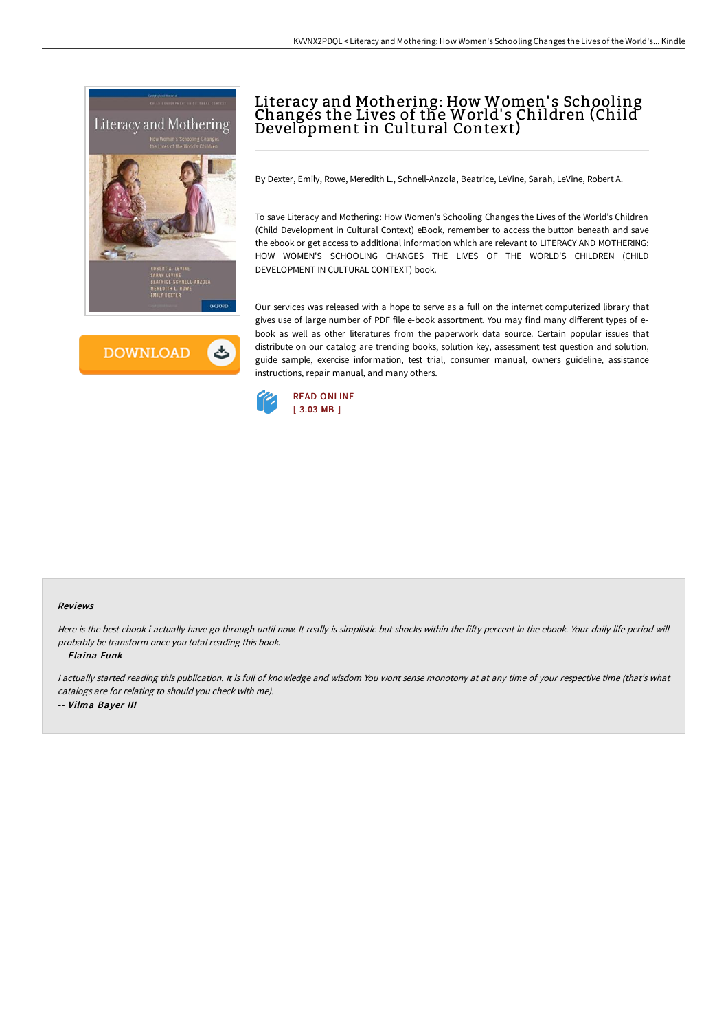# Literacy and Mothering: How Women's Schooling Changes the Lives of the World's Children (Child Development in Cultural Context)

By Dexter, Emily, Rowe, Meredith L., Schnell-Anzola, Beatrice, LeVine, Sarah, LeVine, Robert A.

To save Literacy and Mothering: How Women's Schooling Changes the Lives of the World's Children (Child Development in Cultural Context) eBook, remember to access the button beneath and save the ebook or get access to additional information which are relevant to LITERACY AND MOTHERING: HOW WOMEN'S SCHOOLING CHANGES THE LIVES OF THE WORLD'S CHILDREN (CHILD DEVELOPMENT IN CULTURAL CONTEXT) book.

Our services was released with a hope to serve as a full on the internet computerized library that gives use of large number of PDF file e-book assortment. You may find many different types of e-book as well as other literatures from the paperwork data source. Certain popular issues that distribute on our catalog are trending books, solution key, assessment test question and solution, guide sample, exercise information, test trial, consumer manual, owners guideline, assistance instructions, repair manual, and many others.

DOWNLOAD

READ ONLINE
[ 3.03 MB ]

#### Reviews

*Here is the best ebook i actually have go through until now. It really is simplistic but shocks within the fifty percent in the ebook. Your daily life period will probably be transform once you total reading this book.*

*-- Elaina Funk*

*I actually started reading this publication. It is full of knowledge and wisdom You wont sense monotony at at any time of your respective time (that's what catalogs are for relating to should you check with me).*

*-- Vilma Bayer III*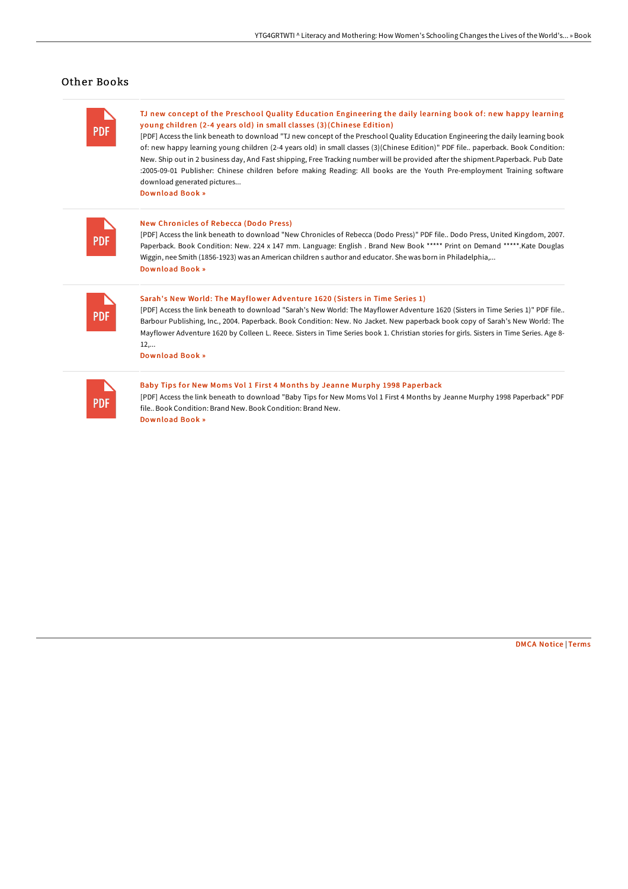## Other Books

### TJ new concept of the Preschool Quality Education Engineering the daily learning book of: new happy learning young children (2-4 years old) in small classes (3)(Chinese Edition)

[PDF] Access the link beneath to download "TJ new concept of the Preschool Quality Education Engineering the daily learning book of: new happy learning young children (2-4 years old) in small classes (3)(Chinese Edition)" PDF file.. paperback. Book Condition: New. Ship out in 2 business day, And Fast shipping, Free Tracking number will be provided after the shipment.Paperback. Pub Date :2005-09-01 Publisher: Chinese children before making Reading: All books are the Youth Pre-employment Training software download generated pictures...

Download Book »

### New Chronicles of Rebecca (Dodo Press)

[PDF] Access the link beneath to download "New Chronicles of Rebecca (Dodo Press)" PDF file.. Dodo Press, United Kingdom, 2007. Paperback. Book Condition: New. 224 x 147 mm. Language: English . Brand New Book ***** Print on Demand *****.Kate Douglas Wiggin, nee Smith (1856-1923) was an American children s author and educator. She was born in Philadelphia,...

Download Book »

### Sarah's New World: The Mayflower Adventure 1620 (Sisters in Time Series 1)

[PDF] Access the link beneath to download "Sarah's New World: The Mayflower Adventure 1620 (Sisters in Time Series 1)" PDF file.. Barbour Publishing, Inc., 2004. Paperback. Book Condition: New. No Jacket. New paperback book copy of Sarah's New World: The Mayflower Adventure 1620 by Colleen L. Reece. Sisters in Time Series book 1. Christian stories for girls. Sisters in Time Series. Age 8-12,...

Download Book »

### Baby Tips for New Moms Vol 1 First 4 Months by Jeanne Murphy 1998 Paperback

[PDF] Access the link beneath to download "Baby Tips for New Moms Vol 1 First 4 Months by Jeanne Murphy 1998 Paperback" PDF file.. Book Condition: Brand New. Book Condition: Brand New.

Download Book »

DMCA Notice | Terms